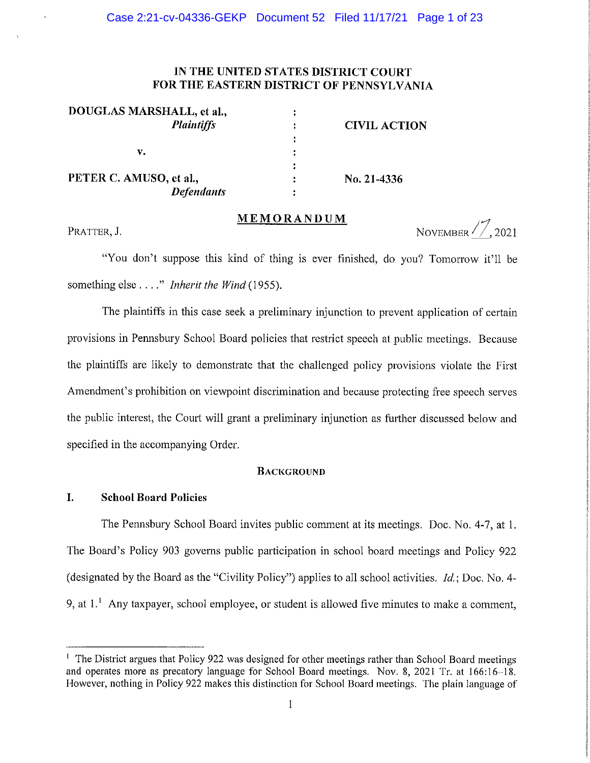# IN THE UNITED STATES DISTRICT COURT FOR THE EASTERN DISTRICT OF PENNSYLVANIA

| | | |
|---|---|---|
| **DOUGLAS MARSHALL, et al.,** *Plaintiffs* | : | **CIVIL ACTION** |
| **v.** | : | |
| **PETER C. AMUSO, et al.,** *Defendants* | : | **No. 21-4336** |

## MEMORANDUM

PRATTER, J. NOVEMBER 17, 2021

"You don't suppose this kind of thing is ever finished, do you? Tomorrow it'll be something else . . . ." *Inherit the Wind* (1955).

The plaintiffs in this case seek a preliminary injunction to prevent application of certain provisions in Pennsbury School Board policies that restrict speech at public meetings. Because the plaintiffs are likely to demonstrate that the challenged policy provisions violate the First Amendment's prohibition on viewpoint discrimination and because protecting free speech serves the public interest, the Court will grant a preliminary injunction as further discussed below and specified in the accompanying Order.

### BACKGROUND

### I. School Board Policies

The Pennsbury School Board invites public comment at its meetings. Doc. No. 4-7, at 1. The Board's Policy 903 governs public participation in school board meetings and Policy 922 (designated by the Board as the "Civility Policy") applies to all school activities. *Id.*; Doc. No. 4-9, at 1.[1] Any taxpayer, school employee, or student is allowed five minutes to make a comment,

[1] The District argues that Policy 922 was designed for other meetings rather than School Board meetings and operates more as precatory language for School Board meetings. Nov. 8, 2021 Tr. at 166:16–18. However, nothing in Policy 922 makes this distinction for School Board meetings. The plain language of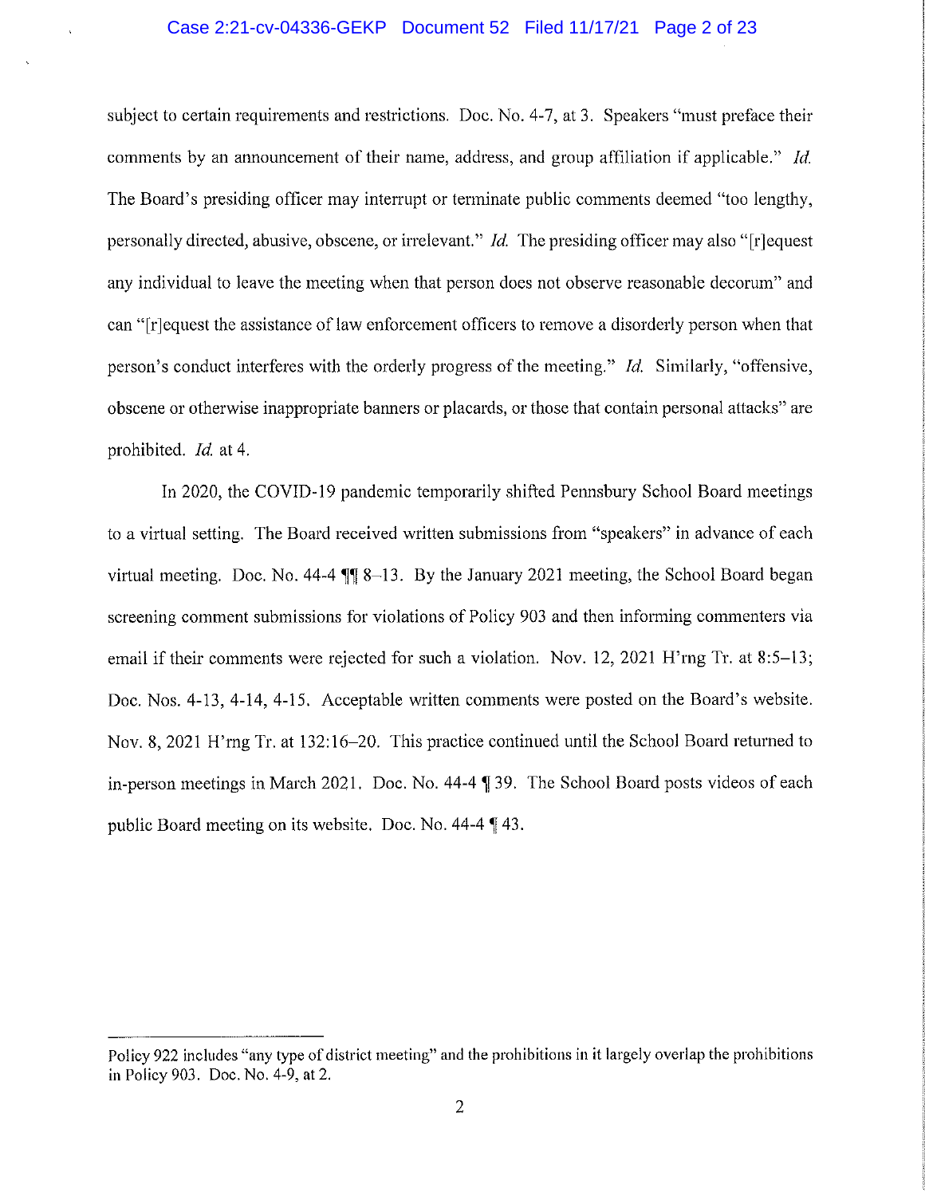subject to certain requirements and restrictions. Doc. No. 4-7, at 3. Speakers "must preface their comments by an announcement of their name, address, and group affiliation if applicable." *Id.* The Board's presiding officer may interrupt or terminate public comments deemed "too lengthy, personally directed, abusive, obscene, or irrelevant." *Id.* The presiding officer may also "[r]equest any individual to leave the meeting when that person does not observe reasonable decorum" and can "[r]equest the assistance of law enforcement officers to remove a disorderly person when that person's conduct interferes with the orderly progress of the meeting." *Id.* Similarly, "offensive, obscene or otherwise inappropriate banners or placards, or those that contain personal attacks" are prohibited. *Id.* at 4.

In 2020, the COVID-19 pandemic temporarily shifted Pennsbury School Board meetings to a virtual setting. The Board received written submissions from "speakers" in advance of each virtual meeting. Doc. No. 44-4 ¶¶ 8–13. By the January 2021 meeting, the School Board began screening comment submissions for violations of Policy 903 and then informing commenters via email if their comments were rejected for such a violation. Nov. 12, 2021 H'rng Tr. at 8:5–13; Doc. Nos. 4-13, 4-14, 4-15. Acceptable written comments were posted on the Board's website. Nov. 8, 2021 H'rng Tr. at 132:16–20. This practice continued until the School Board returned to in-person meetings in March 2021. Doc. No. 44-4 ¶ 39. The School Board posts videos of each public Board meeting on its website. Doc. No. 44-4 ¶ 43.

---

Policy 922 includes "any type of district meeting" and the prohibitions in it largely overlap the prohibitions in Policy 903. Doc. No. 4-9, at 2.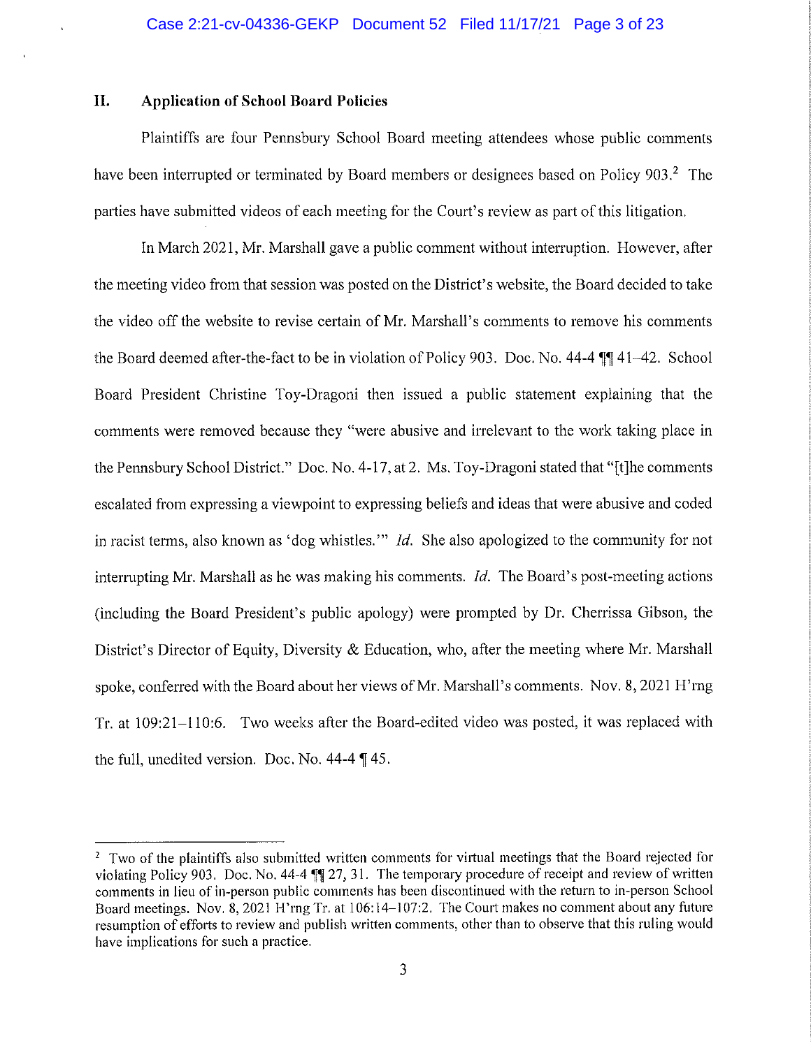## II. Application of School Board Policies

Plaintiffs are four Pennsbury School Board meeting attendees whose public comments have been interrupted or terminated by Board members or designees based on Policy 903.[2] The parties have submitted videos of each meeting for the Court's review as part of this litigation.

In March 2021, Mr. Marshall gave a public comment without interruption. However, after the meeting video from that session was posted on the District's website, the Board decided to take the video off the website to revise certain of Mr. Marshall's comments to remove his comments the Board deemed after-the-fact to be in violation of Policy 903. Doc. No. 44-4 ¶¶ 41–42. School Board President Christine Toy-Dragoni then issued a public statement explaining that the comments were removed because they "were abusive and irrelevant to the work taking place in the Pennsbury School District." Doc. No. 4-17, at 2. Ms. Toy-Dragoni stated that "[t]he comments escalated from expressing a viewpoint to expressing beliefs and ideas that were abusive and coded in racist terms, also known as 'dog whistles.'" *Id.* She also apologized to the community for not interrupting Mr. Marshall as he was making his comments. *Id.* The Board's post-meeting actions (including the Board President's public apology) were prompted by Dr. Cherrissa Gibson, the District's Director of Equity, Diversity & Education, who, after the meeting where Mr. Marshall spoke, conferred with the Board about her views of Mr. Marshall's comments. Nov. 8, 2021 H'rng Tr. at 109:21–110:6. Two weeks after the Board-edited video was posted, it was replaced with the full, unedited version. Doc. No. 44-4 ¶ 45.

---

[2] Two of the plaintiffs also submitted written comments for virtual meetings that the Board rejected for violating Policy 903. Doc. No. 44-4 ¶¶ 27, 31. The temporary procedure of receipt and review of written comments in lieu of in-person public comments has been discontinued with the return to in-person School Board meetings. Nov. 8, 2021 H'rng Tr. at 106:14–107:2. The Court makes no comment about any future resumption of efforts to review and publish written comments, other than to observe that this ruling would have implications for such a practice.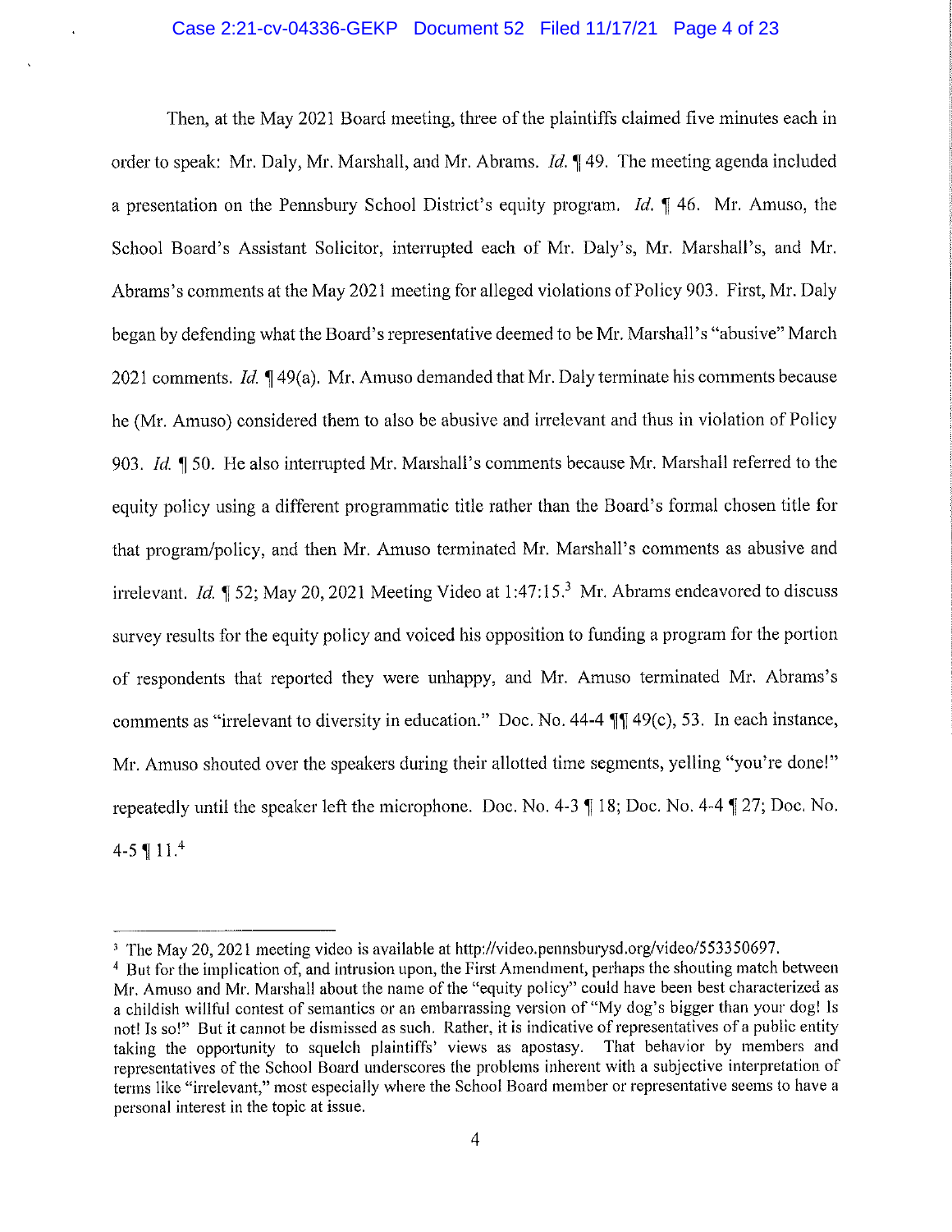Then, at the May 2021 Board meeting, three of the plaintiffs claimed five minutes each in order to speak: Mr. Daly, Mr. Marshall, and Mr. Abrams. *Id.* ¶ 49. The meeting agenda included a presentation on the Pennsbury School District's equity program. *Id.* ¶ 46. Mr. Amuso, the School Board's Assistant Solicitor, interrupted each of Mr. Daly's, Mr. Marshall's, and Mr. Abrams's comments at the May 2021 meeting for alleged violations of Policy 903. First, Mr. Daly began by defending what the Board's representative deemed to be Mr. Marshall's "abusive" March 2021 comments. *Id.* ¶ 49(a). Mr. Amuso demanded that Mr. Daly terminate his comments because he (Mr. Amuso) considered them to also be abusive and irrelevant and thus in violation of Policy 903. *Id.* ¶ 50. He also interrupted Mr. Marshall's comments because Mr. Marshall referred to the equity policy using a different programmatic title rather than the Board's formal chosen title for that program/policy, and then Mr. Amuso terminated Mr. Marshall's comments as abusive and irrelevant. *Id.* ¶ 52; May 20, 2021 Meeting Video at 1:47:15.[3] Mr. Abrams endeavored to discuss survey results for the equity policy and voiced his opposition to funding a program for the portion of respondents that reported they were unhappy, and Mr. Amuso terminated Mr. Abrams's comments as "irrelevant to diversity in education." Doc. No. 44-4 ¶¶ 49(c), 53. In each instance, Mr. Amuso shouted over the speakers during their allotted time segments, yelling "you're done!" repeatedly until the speaker left the microphone. Doc. No. 4-3 ¶ 18; Doc. No. 4-4 ¶ 27; Doc. No. 4-5 ¶ 11.[4]

---

[3] The May 20, 2021 meeting video is available at http://video.pennsburysd.org/video/553350697.

[4] But for the implication of, and intrusion upon, the First Amendment, perhaps the shouting match between Mr. Amuso and Mr. Marshall about the name of the "equity policy" could have been best characterized as a childish willful contest of semantics or an embarrassing version of "My dog's bigger than your dog! Is not! Is so!" But it cannot be dismissed as such. Rather, it is indicative of representatives of a public entity taking the opportunity to squelch plaintiffs' views as apostasy. That behavior by members and representatives of the School Board underscores the problems inherent with a subjective interpretation of terms like "irrelevant," most especially where the School Board member or representative seems to have a personal interest in the topic at issue.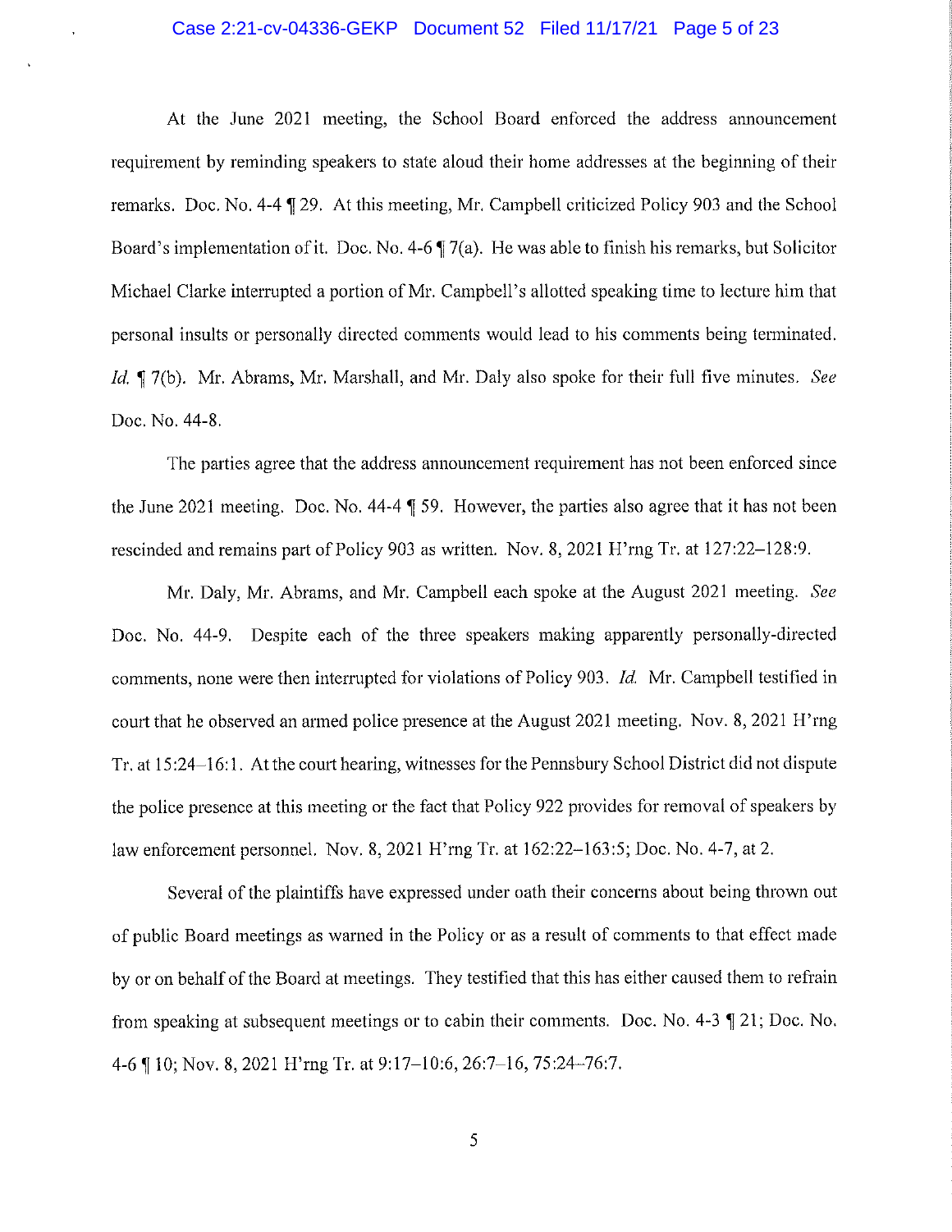At the June 2021 meeting, the School Board enforced the address announcement requirement by reminding speakers to state aloud their home addresses at the beginning of their remarks. Doc. No. 4-4 ¶ 29. At this meeting, Mr. Campbell criticized Policy 903 and the School Board's implementation of it. Doc. No. 4-6 ¶ 7(a). He was able to finish his remarks, but Solicitor Michael Clarke interrupted a portion of Mr. Campbell's allotted speaking time to lecture him that personal insults or personally directed comments would lead to his comments being terminated. *Id.* ¶ 7(b). Mr. Abrams, Mr. Marshall, and Mr. Daly also spoke for their full five minutes. *See* Doc. No. 44-8.

The parties agree that the address announcement requirement has not been enforced since the June 2021 meeting. Doc. No. 44-4 ¶ 59. However, the parties also agree that it has not been rescinded and remains part of Policy 903 as written. Nov. 8, 2021 H'rng Tr. at 127:22–128:9.

Mr. Daly, Mr. Abrams, and Mr. Campbell each spoke at the August 2021 meeting. *See* Doc. No. 44-9. Despite each of the three speakers making apparently personally-directed comments, none were then interrupted for violations of Policy 903. *Id.* Mr. Campbell testified in court that he observed an armed police presence at the August 2021 meeting. Nov. 8, 2021 H'rng Tr. at 15:24–16:1. At the court hearing, witnesses for the Pennsbury School District did not dispute the police presence at this meeting or the fact that Policy 922 provides for removal of speakers by law enforcement personnel. Nov. 8, 2021 H'rng Tr. at 162:22–163:5; Doc. No. 4-7, at 2.

Several of the plaintiffs have expressed under oath their concerns about being thrown out of public Board meetings as warned in the Policy or as a result of comments to that effect made by or on behalf of the Board at meetings. They testified that this has either caused them to refrain from speaking at subsequent meetings or to cabin their comments. Doc. No. 4-3 ¶ 21; Doc. No. 4-6 ¶ 10; Nov. 8, 2021 H'rng Tr. at 9:17–10:6, 26:7–16, 75:24–76:7.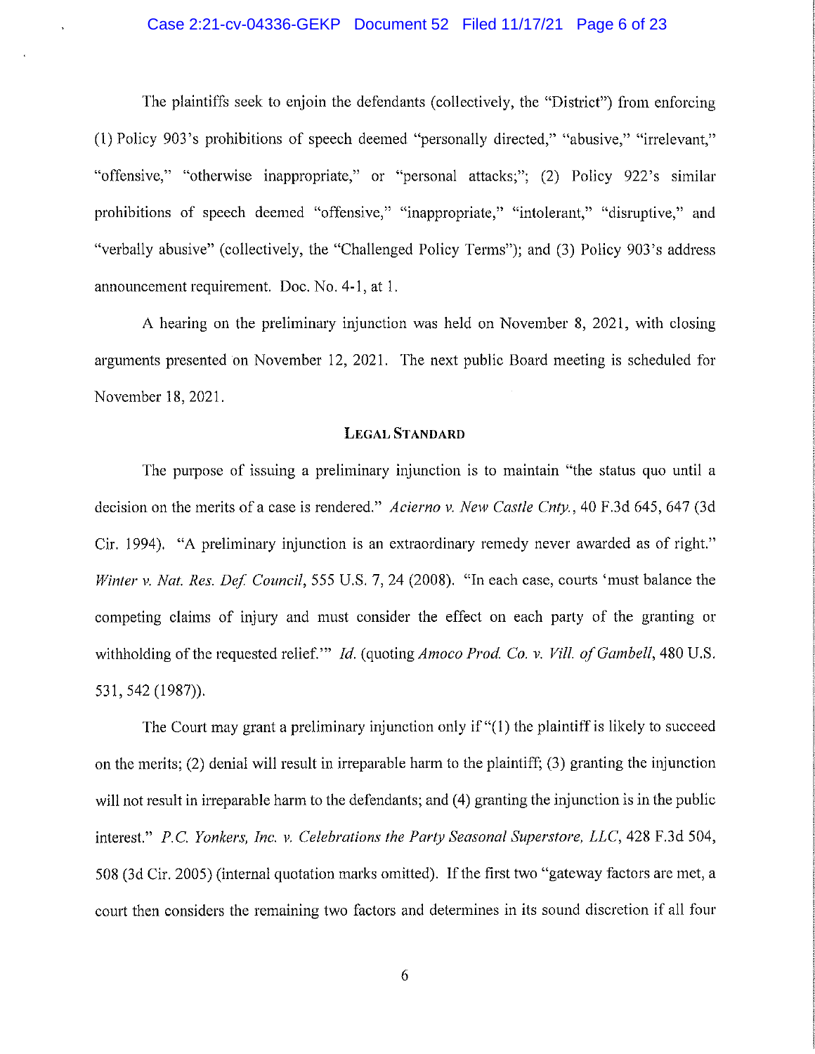The plaintiffs seek to enjoin the defendants (collectively, the "District") from enforcing (1) Policy 903's prohibitions of speech deemed "personally directed," "abusive," "irrelevant," "offensive," "otherwise inappropriate," or "personal attacks;"; (2) Policy 922's similar prohibitions of speech deemed "offensive," "inappropriate," "intolerant," "disruptive," and "verbally abusive" (collectively, the "Challenged Policy Terms"); and (3) Policy 903's address announcement requirement. Doc. No. 4-1, at 1.

A hearing on the preliminary injunction was held on November 8, 2021, with closing arguments presented on November 12, 2021. The next public Board meeting is scheduled for November 18, 2021.

## LEGAL STANDARD

The purpose of issuing a preliminary injunction is to maintain "the status quo until a decision on the merits of a case is rendered." *Acierno v. New Castle Cnty.*, 40 F.3d 645, 647 (3d Cir. 1994). "A preliminary injunction is an extraordinary remedy never awarded as of right." *Winter v. Nat. Res. Def. Council*, 555 U.S. 7, 24 (2008). "In each case, courts 'must balance the competing claims of injury and must consider the effect on each party of the granting or withholding of the requested relief.'" *Id.* (quoting *Amoco Prod. Co. v. Vill. of Gambell*, 480 U.S. 531, 542 (1987)).

The Court may grant a preliminary injunction only if "(1) the plaintiff is likely to succeed on the merits; (2) denial will result in irreparable harm to the plaintiff; (3) granting the injunction will not result in irreparable harm to the defendants; and (4) granting the injunction is in the public interest." *P.C. Yonkers, Inc. v. Celebrations the Party Seasonal Superstore, LLC*, 428 F.3d 504, 508 (3d Cir. 2005) (internal quotation marks omitted). If the first two "gateway factors are met, a court then considers the remaining two factors and determines in its sound discretion if all four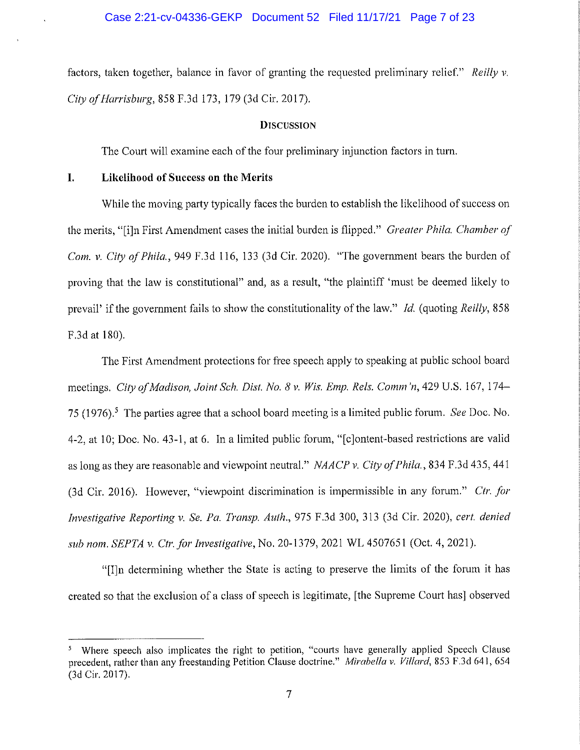factors, taken together, balance in favor of granting the requested preliminary relief." *Reilly v. City of Harrisburg*, 858 F.3d 173, 179 (3d Cir. 2017).

## DISCUSSION

The Court will examine each of the four preliminary injunction factors in turn.

### I. Likelihood of Success on the Merits

While the moving party typically faces the burden to establish the likelihood of success on the merits, "[i]n First Amendment cases the initial burden is flipped." *Greater Phila. Chamber of Com. v. City of Phila.*, 949 F.3d 116, 133 (3d Cir. 2020). "The government bears the burden of proving that the law is constitutional" and, as a result, "the plaintiff 'must be deemed likely to prevail' if the government fails to show the constitutionality of the law." *Id.* (quoting *Reilly*, 858 F.3d at 180).

The First Amendment protections for free speech apply to speaking at public school board meetings. *City of Madison, Joint Sch. Dist. No. 8 v. Wis. Emp. Rels. Comm'n*, 429 U.S. 167, 174–75 (1976).[5] The parties agree that a school board meeting is a limited public forum. *See* Doc. No. 4-2, at 10; Doc. No. 43-1, at 6. In a limited public forum, "[c]ontent-based restrictions are valid as long as they are reasonable and viewpoint neutral." *NAACP v. City of Phila.*, 834 F.3d 435, 441 (3d Cir. 2016). However, "viewpoint discrimination is impermissible in any forum." *Ctr. for Investigative Reporting v. Se. Pa. Transp. Auth.*, 975 F.3d 300, 313 (3d Cir. 2020), *cert. denied sub nom. SEPTA v. Ctr. for Investigative*, No. 20-1379, 2021 WL 4507651 (Oct. 4, 2021).

"[I]n determining whether the State is acting to preserve the limits of the forum it has created so that the exclusion of a class of speech is legitimate, [the Supreme Court has] observed

---

[5] Where speech also implicates the right to petition, "courts have generally applied Speech Clause precedent, rather than any freestanding Petition Clause doctrine." *Mirabella v. Villard*, 853 F.3d 641, 654 (3d Cir. 2017).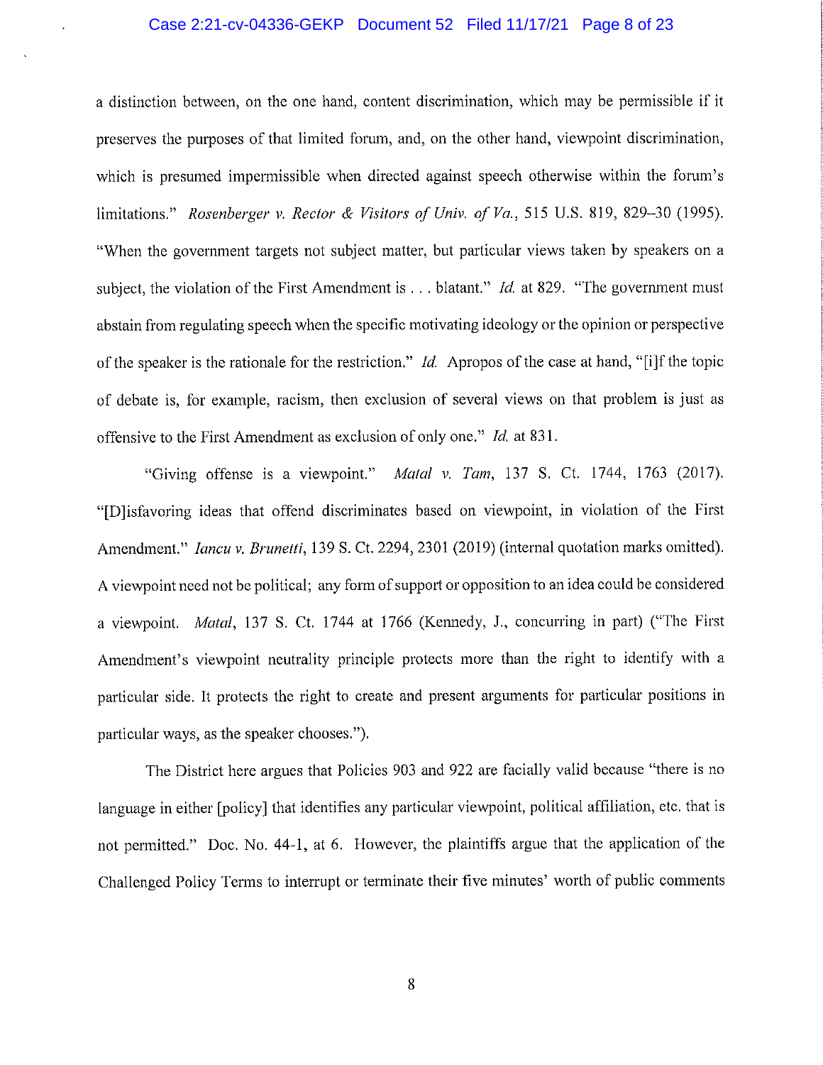a distinction between, on the one hand, content discrimination, which may be permissible if it preserves the purposes of that limited forum, and, on the other hand, viewpoint discrimination, which is presumed impermissible when directed against speech otherwise within the forum's limitations." *Rosenberger v. Rector & Visitors of Univ. of Va.*, 515 U.S. 819, 829–30 (1995). "When the government targets not subject matter, but particular views taken by speakers on a subject, the violation of the First Amendment is . . . blatant." *Id.* at 829. "The government must abstain from regulating speech when the specific motivating ideology or the opinion or perspective of the speaker is the rationale for the restriction." *Id.* Apropos of the case at hand, "[i]f the topic of debate is, for example, racism, then exclusion of several views on that problem is just as offensive to the First Amendment as exclusion of only one." *Id.* at 831.

"Giving offense is a viewpoint." *Matal v. Tam*, 137 S. Ct. 1744, 1763 (2017). "[D]isfavoring ideas that offend discriminates based on viewpoint, in violation of the First Amendment." *Iancu v. Brunetti*, 139 S. Ct. 2294, 2301 (2019) (internal quotation marks omitted). A viewpoint need not be political; any form of support or opposition to an idea could be considered a viewpoint. *Matal*, 137 S. Ct. 1744 at 1766 (Kennedy, J., concurring in part) ("The First Amendment's viewpoint neutrality principle protects more than the right to identify with a particular side. It protects the right to create and present arguments for particular positions in particular ways, as the speaker chooses.").

The District here argues that Policies 903 and 922 are facially valid because "there is no language in either [policy] that identifies any particular viewpoint, political affiliation, etc. that is not permitted." Doc. No. 44-1, at 6. However, the plaintiffs argue that the application of the Challenged Policy Terms to interrupt or terminate their five minutes' worth of public comments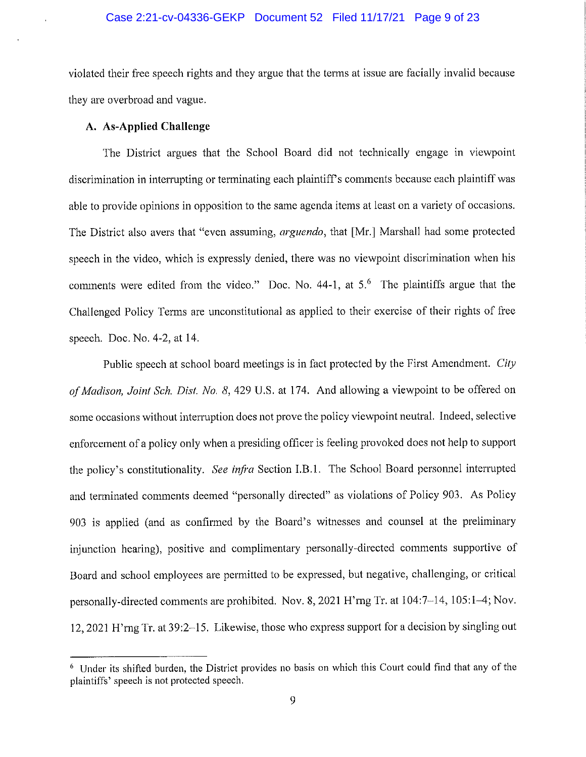violated their free speech rights and they argue that the terms at issue are facially invalid because they are overbroad and vague.

### A. As-Applied Challenge

The District argues that the School Board did not technically engage in viewpoint discrimination in interrupting or terminating each plaintiff's comments because each plaintiff was able to provide opinions in opposition to the same agenda items at least on a variety of occasions. The District also avers that "even assuming, *arguendo*, that [Mr.] Marshall had some protected speech in the video, which is expressly denied, there was no viewpoint discrimination when his comments were edited from the video." Doc. No. 44-1, at 5.[6] The plaintiffs argue that the Challenged Policy Terms are unconstitutional as applied to their exercise of their rights of free speech. Doc. No. 4-2, at 14.

Public speech at school board meetings is in fact protected by the First Amendment. *City of Madison, Joint Sch. Dist. No. 8*, 429 U.S. at 174. And allowing a viewpoint to be offered on some occasions without interruption does not prove the policy viewpoint neutral. Indeed, selective enforcement of a policy only when a presiding officer is feeling provoked does not help to support the policy's constitutionality. *See infra* Section I.B.1. The School Board personnel interrupted and terminated comments deemed "personally directed" as violations of Policy 903. As Policy 903 is applied (and as confirmed by the Board's witnesses and counsel at the preliminary injunction hearing), positive and complimentary personally-directed comments supportive of Board and school employees are permitted to be expressed, but negative, challenging, or critical personally-directed comments are prohibited. Nov. 8, 2021 H'rng Tr. at 104:7–14, 105:1–4; Nov. 12, 2021 H'rng Tr. at 39:2–15. Likewise, those who express support for a decision by singling out

---

[6] Under its shifted burden, the District provides no basis on which this Court could find that any of the plaintiffs' speech is not protected speech.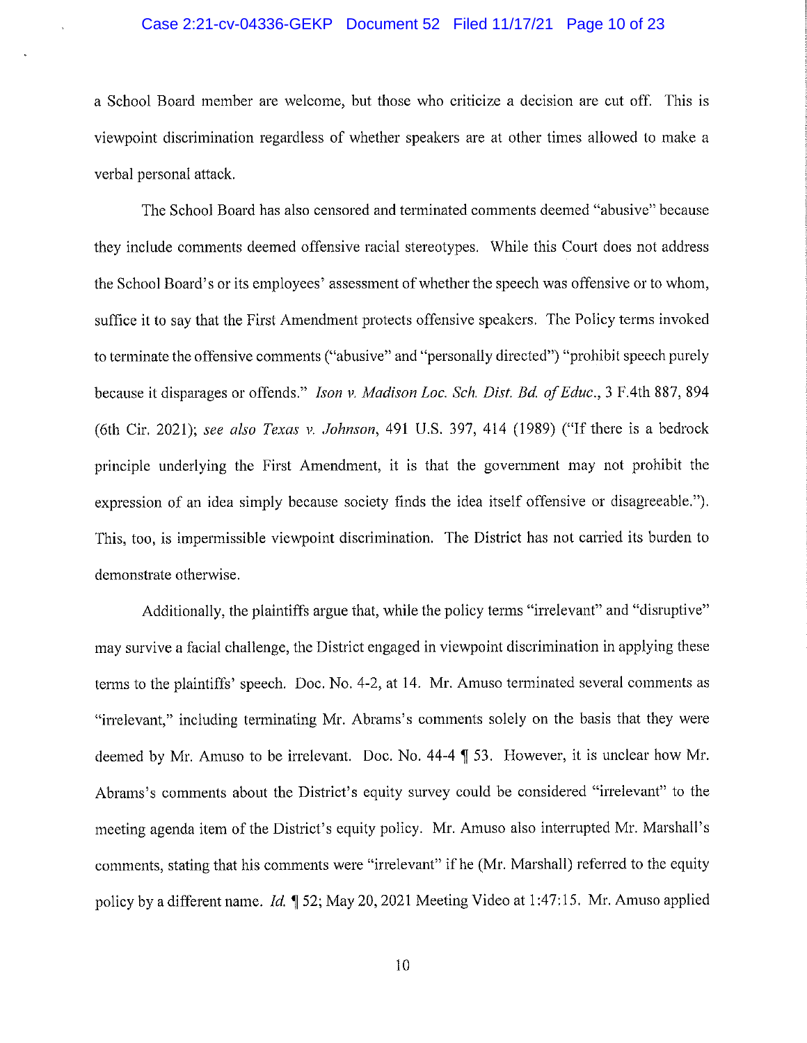a School Board member are welcome, but those who criticize a decision are cut off. This is viewpoint discrimination regardless of whether speakers are at other times allowed to make a verbal personal attack.

The School Board has also censored and terminated comments deemed "abusive" because they include comments deemed offensive racial stereotypes. While this Court does not address the School Board's or its employees' assessment of whether the speech was offensive or to whom, suffice it to say that the First Amendment protects offensive speakers. The Policy terms invoked to terminate the offensive comments ("abusive" and "personally directed") "prohibit speech purely because it disparages or offends." *Ison v. Madison Loc. Sch. Dist. Bd. of Educ.*, 3 F.4th 887, 894 (6th Cir. 2021); *see also Texas v. Johnson*, 491 U.S. 397, 414 (1989) ("If there is a bedrock principle underlying the First Amendment, it is that the government may not prohibit the expression of an idea simply because society finds the idea itself offensive or disagreeable."). This, too, is impermissible viewpoint discrimination. The District has not carried its burden to demonstrate otherwise.

Additionally, the plaintiffs argue that, while the policy terms "irrelevant" and "disruptive" may survive a facial challenge, the District engaged in viewpoint discrimination in applying these terms to the plaintiffs' speech. Doc. No. 4-2, at 14. Mr. Amuso terminated several comments as "irrelevant," including terminating Mr. Abrams's comments solely on the basis that they were deemed by Mr. Amuso to be irrelevant. Doc. No. 44-4 ¶ 53. However, it is unclear how Mr. Abrams's comments about the District's equity survey could be considered "irrelevant" to the meeting agenda item of the District's equity policy. Mr. Amuso also interrupted Mr. Marshall's comments, stating that his comments were "irrelevant" if he (Mr. Marshall) referred to the equity policy by a different name. *Id.* ¶ 52; May 20, 2021 Meeting Video at 1:47:15. Mr. Amuso applied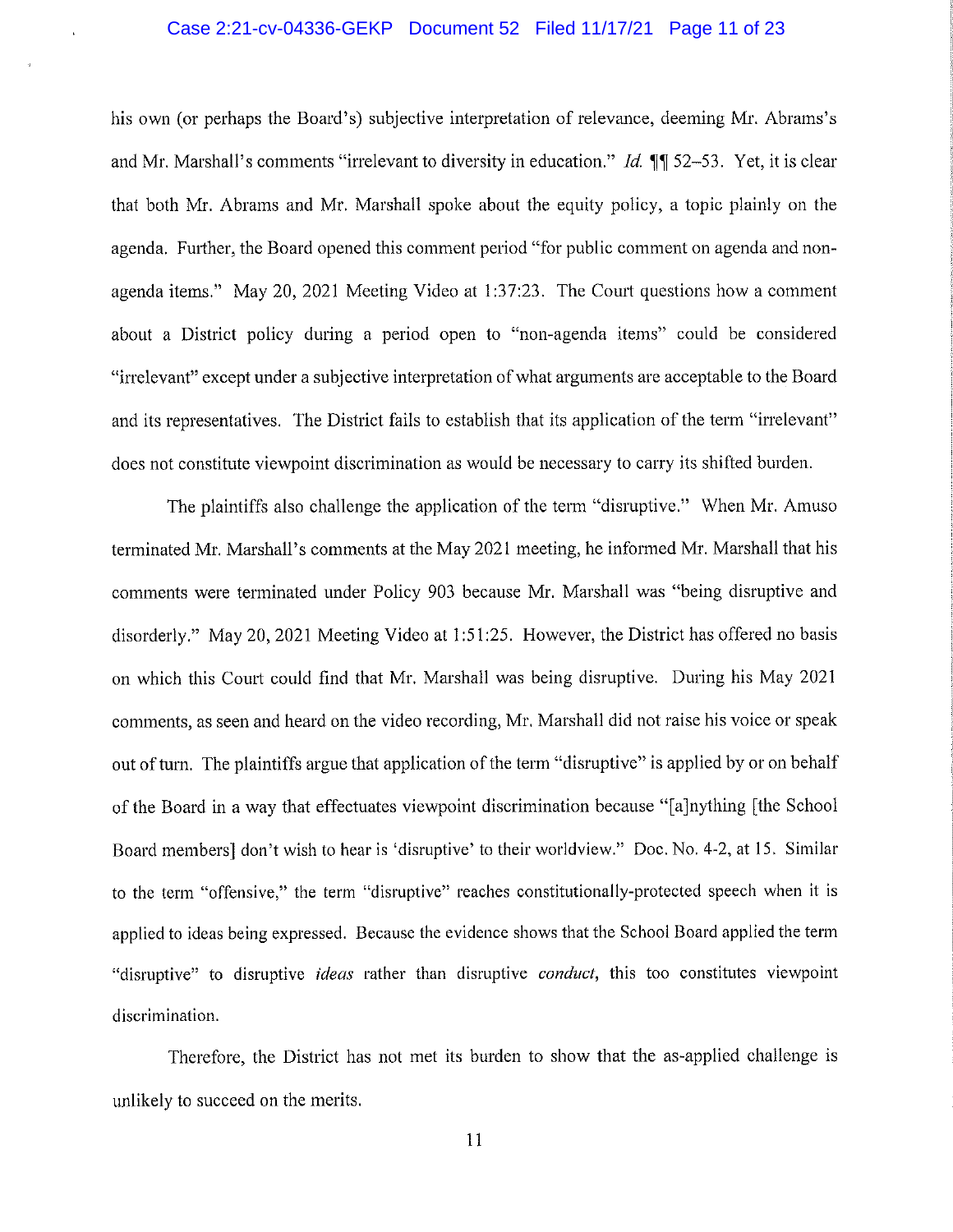his own (or perhaps the Board's) subjective interpretation of relevance, deeming Mr. Abrams's and Mr. Marshall's comments "irrelevant to diversity in education." *Id.* ¶¶ 52–53. Yet, it is clear that both Mr. Abrams and Mr. Marshall spoke about the equity policy, a topic plainly on the agenda. Further, the Board opened this comment period "for public comment on agenda and non-agenda items." May 20, 2021 Meeting Video at 1:37:23. The Court questions how a comment about a District policy during a period open to "non-agenda items" could be considered "irrelevant" except under a subjective interpretation of what arguments are acceptable to the Board and its representatives. The District fails to establish that its application of the term "irrelevant" does not constitute viewpoint discrimination as would be necessary to carry its shifted burden.

The plaintiffs also challenge the application of the term "disruptive." When Mr. Amuso terminated Mr. Marshall's comments at the May 2021 meeting, he informed Mr. Marshall that his comments were terminated under Policy 903 because Mr. Marshall was "being disruptive and disorderly." May 20, 2021 Meeting Video at 1:51:25. However, the District has offered no basis on which this Court could find that Mr. Marshall was being disruptive. During his May 2021 comments, as seen and heard on the video recording, Mr. Marshall did not raise his voice or speak out of turn. The plaintiffs argue that application of the term "disruptive" is applied by or on behalf of the Board in a way that effectuates viewpoint discrimination because "[a]nything [the School Board members] don't wish to hear is 'disruptive' to their worldview." Doc. No. 4-2, at 15. Similar to the term "offensive," the term "disruptive" reaches constitutionally-protected speech when it is applied to ideas being expressed. Because the evidence shows that the School Board applied the term "disruptive" to disruptive *ideas* rather than disruptive *conduct*, this too constitutes viewpoint discrimination.

Therefore, the District has not met its burden to show that the as-applied challenge is unlikely to succeed on the merits.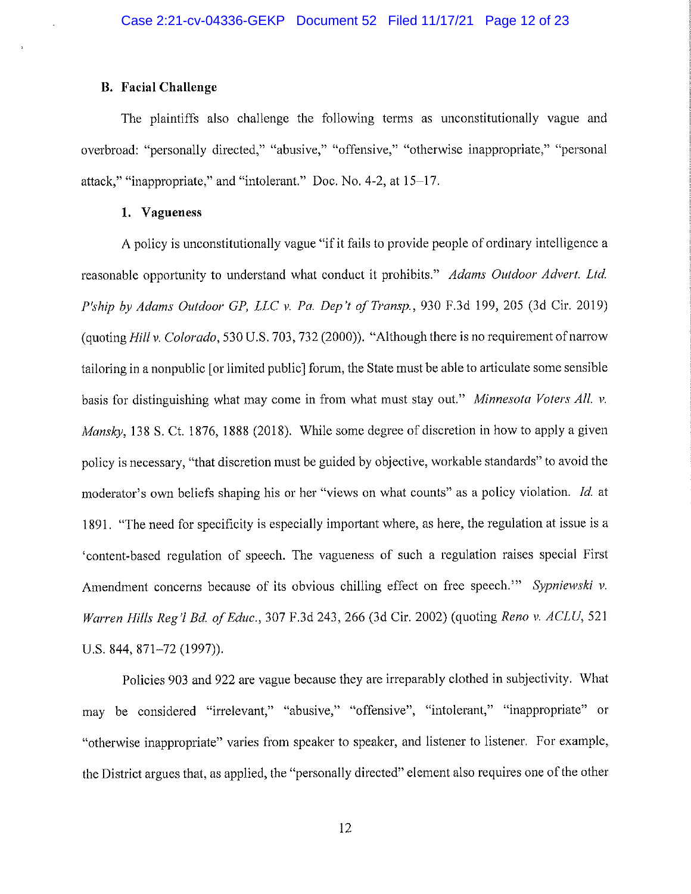### B. Facial Challenge

The plaintiffs also challenge the following terms as unconstitutionally vague and overbroad: "personally directed," "abusive," "offensive," "otherwise inappropriate," "personal attack," "inappropriate," and "intolerant." Doc. No. 4-2, at 15–17.

#### 1. Vagueness

A policy is unconstitutionally vague "if it fails to provide people of ordinary intelligence a reasonable opportunity to understand what conduct it prohibits." *Adams Outdoor Advert. Ltd. P'ship by Adams Outdoor GP, LLC v. Pa. Dep't of Transp.*, 930 F.3d 199, 205 (3d Cir. 2019) (quoting *Hill v. Colorado*, 530 U.S. 703, 732 (2000)). "Although there is no requirement of narrow tailoring in a nonpublic [or limited public] forum, the State must be able to articulate some sensible basis for distinguishing what may come in from what must stay out." *Minnesota Voters All. v. Mansky*, 138 S. Ct. 1876, 1888 (2018). While some degree of discretion in how to apply a given policy is necessary, "that discretion must be guided by objective, workable standards" to avoid the moderator's own beliefs shaping his or her "views on what counts" as a policy violation. *Id.* at 1891. "The need for specificity is especially important where, as here, the regulation at issue is a 'content-based regulation of speech. The vagueness of such a regulation raises special First Amendment concerns because of its obvious chilling effect on free speech.'" *Sypniewski v. Warren Hills Reg'l Bd. of Educ.*, 307 F.3d 243, 266 (3d Cir. 2002) (quoting *Reno v. ACLU*, 521 U.S. 844, 871–72 (1997)).

Policies 903 and 922 are vague because they are irreparably clothed in subjectivity. What may be considered "irrelevant," "abusive," "offensive", "intolerant," "inappropriate" or "otherwise inappropriate" varies from speaker to speaker, and listener to listener. For example, the District argues that, as applied, the "personally directed" element also requires one of the other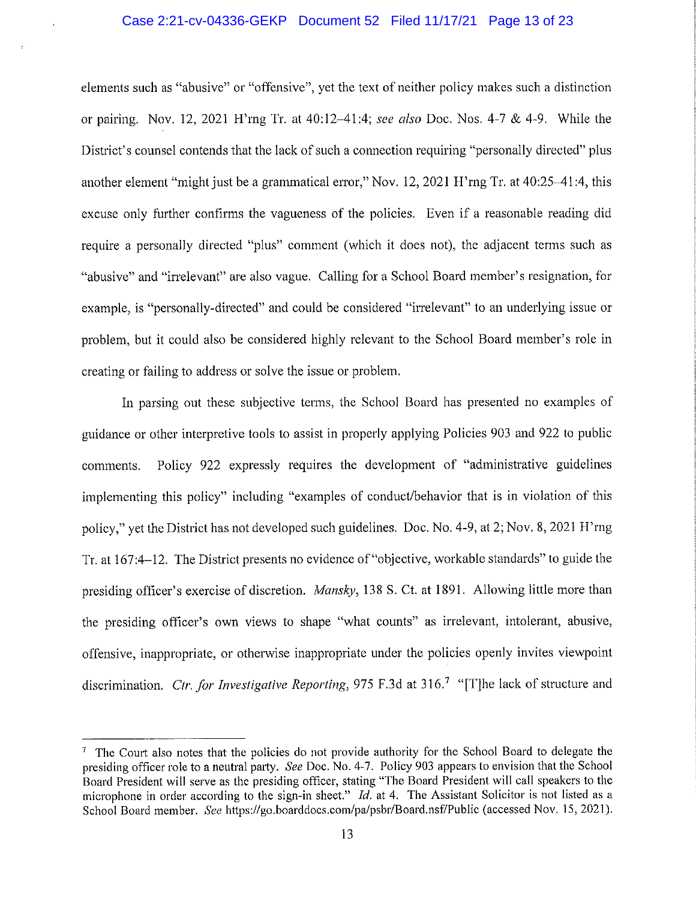elements such as "abusive" or "offensive", yet the text of neither policy makes such a distinction or pairing. Nov. 12, 2021 H'rng Tr. at 40:12–41:4; *see also* Doc. Nos. 4-7 & 4-9. While the District's counsel contends that the lack of such a connection requiring "personally directed" plus another element "might just be a grammatical error," Nov. 12, 2021 H'rng Tr. at 40:25–41:4, this excuse only further confirms the vagueness of the policies. Even if a reasonable reading did require a personally directed "plus" comment (which it does not), the adjacent terms such as "abusive" and "irrelevant" are also vague. Calling for a School Board member's resignation, for example, is "personally-directed" and could be considered "irrelevant" to an underlying issue or problem, but it could also be considered highly relevant to the School Board member's role in creating or failing to address or solve the issue or problem.

In parsing out these subjective terms, the School Board has presented no examples of guidance or other interpretive tools to assist in properly applying Policies 903 and 922 to public comments. Policy 922 expressly requires the development of "administrative guidelines implementing this policy" including "examples of conduct/behavior that is in violation of this policy," yet the District has not developed such guidelines. Doc. No. 4-9, at 2; Nov. 8, 2021 H'rng Tr. at 167:4–12. The District presents no evidence of "objective, workable standards" to guide the presiding officer's exercise of discretion. *Mansky*, 138 S. Ct. at 1891. Allowing little more than the presiding officer's own views to shape "what counts" as irrelevant, intolerant, abusive, offensive, inappropriate, or otherwise inappropriate under the policies openly invites viewpoint discrimination. *Ctr. for Investigative Reporting*, 975 F.3d at 316.[7] "[T]he lack of structure and

[7] The Court also notes that the policies do not provide authority for the School Board to delegate the presiding officer role to a neutral party. *See* Doc. No. 4-7. Policy 903 appears to envision that the School Board President will serve as the presiding officer, stating "The Board President will call speakers to the microphone in order according to the sign-in sheet." *Id.* at 4. The Assistant Solicitor is not listed as a School Board member. *See* https://go.boarddocs.com/pa/psbr/Board.nsf/Public (accessed Nov. 15, 2021).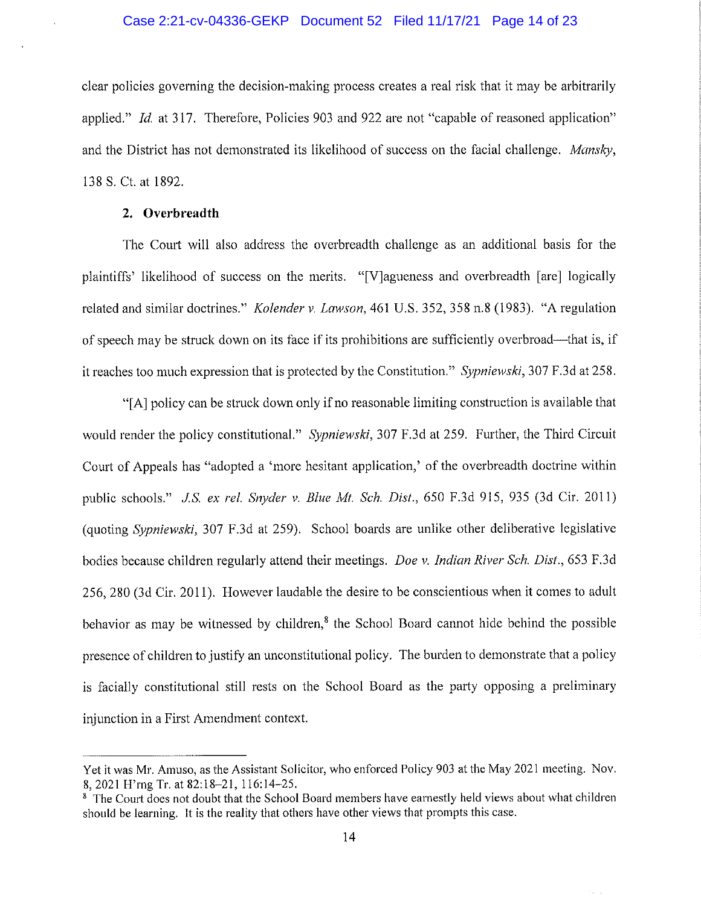clear policies governing the decision-making process creates a real risk that it may be arbitrarily applied." *Id.* at 317. Therefore, Policies 903 and 922 are not "capable of reasoned application" and the District has not demonstrated its likelihood of success on the facial challenge. *Mansky*, 138 S. Ct. at 1892.

**2. Overbreadth**

The Court will also address the overbreadth challenge as an additional basis for the plaintiffs' likelihood of success on the merits. "[V]agueness and overbreadth [are] logically related and similar doctrines." *Kolender v. Lawson*, 461 U.S. 352, 358 n.8 (1983). "A regulation of speech may be struck down on its face if its prohibitions are sufficiently overbroad—that is, if it reaches too much expression that is protected by the Constitution." *Sypniewski*, 307 F.3d at 258.

"[A] policy can be struck down only if no reasonable limiting construction is available that would render the policy constitutional." *Sypniewski*, 307 F.3d at 259. Further, the Third Circuit Court of Appeals has "adopted a 'more hesitant application,' of the overbreadth doctrine within public schools." *J.S. ex rel. Snyder v. Blue Mt. Sch. Dist.*, 650 F.3d 915, 935 (3d Cir. 2011) (quoting *Sypniewski*, 307 F.3d at 259). School boards are unlike other deliberative legislative bodies because children regularly attend their meetings. *Doe v. Indian River Sch. Dist.*, 653 F.3d 256, 280 (3d Cir. 2011). However laudable the desire to be conscientious when it comes to adult behavior as may be witnessed by children,[8] the School Board cannot hide behind the possible presence of children to justify an unconstitutional policy. The burden to demonstrate that a policy is facially constitutional still rests on the School Board as the party opposing a preliminary injunction in a First Amendment context.

---

Yet it was Mr. Amuso, as the Assistant Solicitor, who enforced Policy 903 at the May 2021 meeting. Nov. 8, 2021 H'rng Tr. at 82:18–21, 116:14–25.

[8] The Court does not doubt that the School Board members have earnestly held views about what children should be learning. It is the reality that others have other views that prompts this case.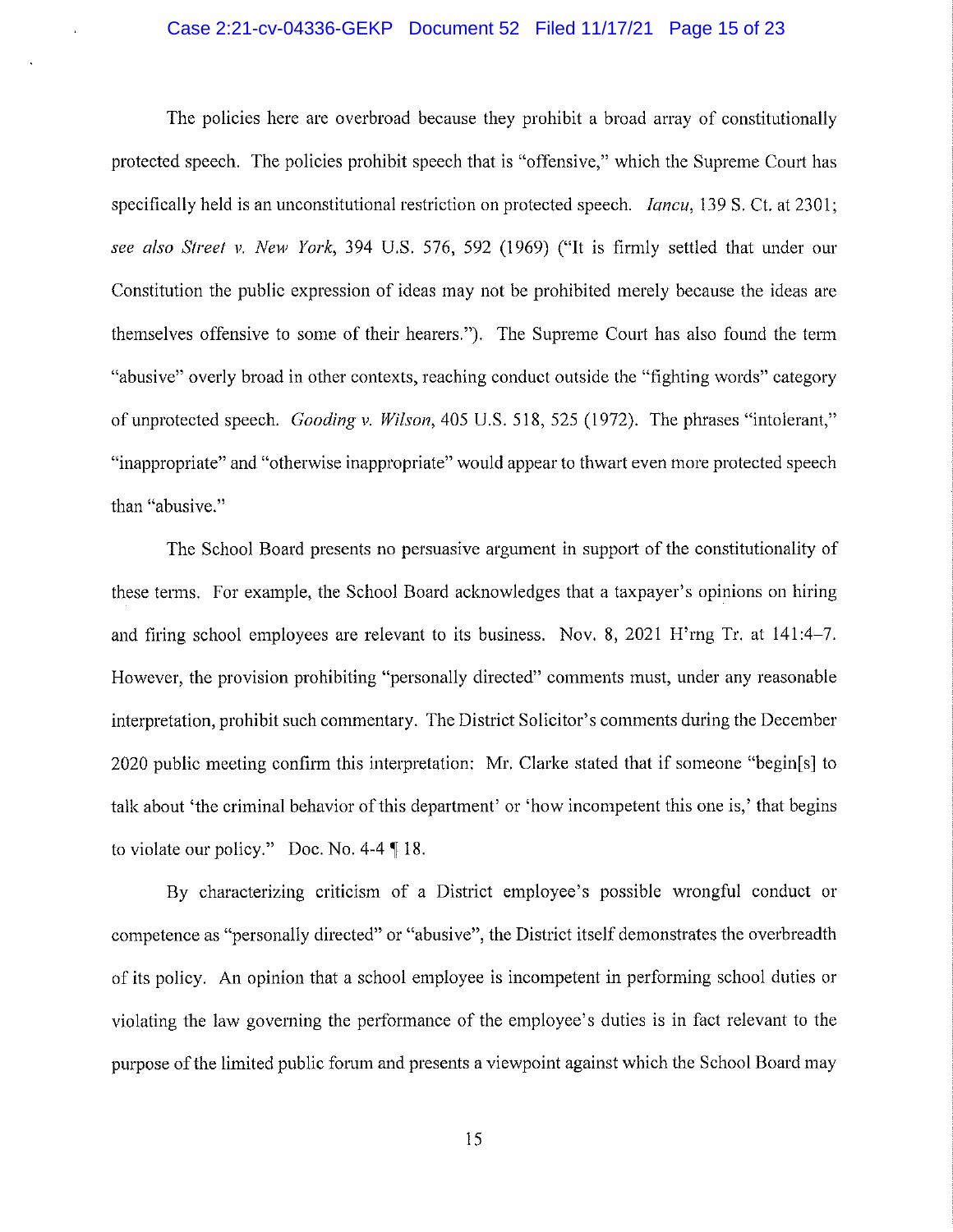The policies here are overbroad because they prohibit a broad array of constitutionally protected speech. The policies prohibit speech that is "offensive," which the Supreme Court has specifically held is an unconstitutional restriction on protected speech. *Iancu*, 139 S. Ct. at 2301; *see also Street v. New York*, 394 U.S. 576, 592 (1969) ("It is firmly settled that under our Constitution the public expression of ideas may not be prohibited merely because the ideas are themselves offensive to some of their hearers."). The Supreme Court has also found the term "abusive" overly broad in other contexts, reaching conduct outside the "fighting words" category of unprotected speech. *Gooding v. Wilson*, 405 U.S. 518, 525 (1972). The phrases "intolerant," "inappropriate" and "otherwise inappropriate" would appear to thwart even more protected speech than "abusive."

The School Board presents no persuasive argument in support of the constitutionality of these terms. For example, the School Board acknowledges that a taxpayer's opinions on hiring and firing school employees are relevant to its business. Nov. 8, 2021 H'rng Tr. at 141:4–7. However, the provision prohibiting "personally directed" comments must, under any reasonable interpretation, prohibit such commentary. The District Solicitor's comments during the December 2020 public meeting confirm this interpretation: Mr. Clarke stated that if someone "begin[s] to talk about 'the criminal behavior of this department' or 'how incompetent this one is,' that begins to violate our policy." Doc. No. 4-4 ¶ 18.

By characterizing criticism of a District employee's possible wrongful conduct or competence as "personally directed" or "abusive", the District itself demonstrates the overbreadth of its policy. An opinion that a school employee is incompetent in performing school duties or violating the law governing the performance of the employee's duties is in fact relevant to the purpose of the limited public forum and presents a viewpoint against which the School Board may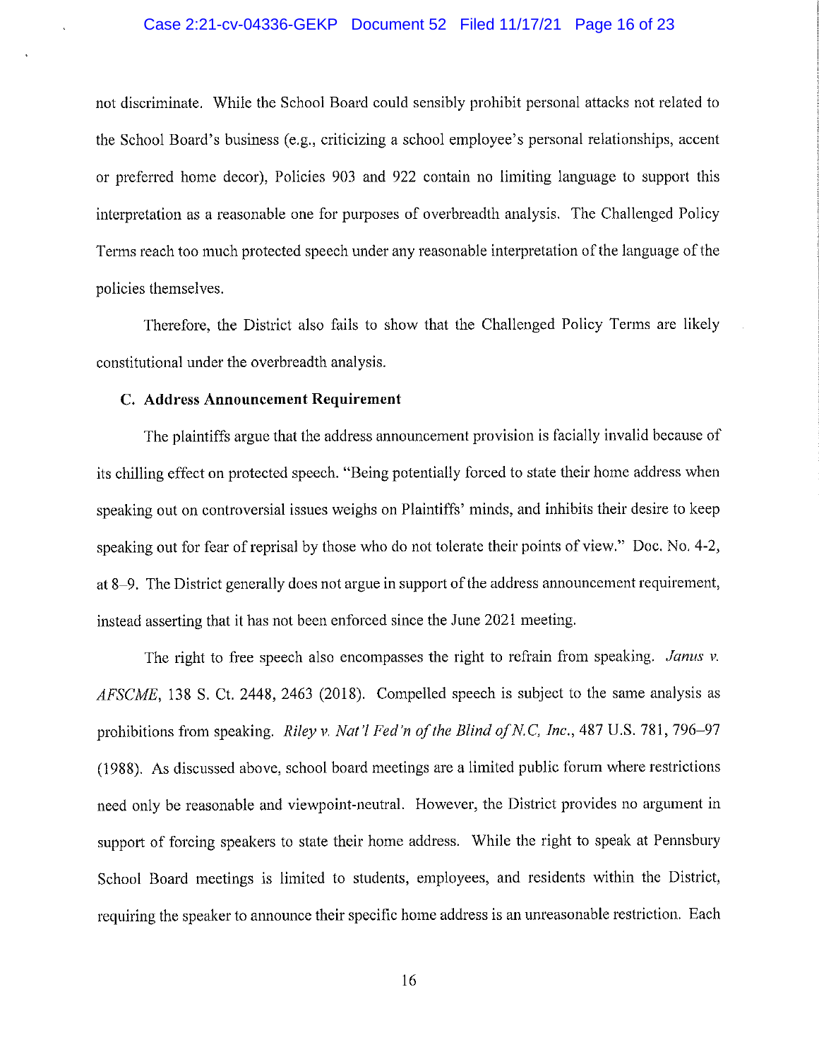not discriminate. While the School Board could sensibly prohibit personal attacks not related to the School Board's business (e.g., criticizing a school employee's personal relationships, accent or preferred home decor), Policies 903 and 922 contain no limiting language to support this interpretation as a reasonable one for purposes of overbreadth analysis. The Challenged Policy Terms reach too much protected speech under any reasonable interpretation of the language of the policies themselves.

Therefore, the District also fails to show that the Challenged Policy Terms are likely constitutional under the overbreadth analysis.

### C. Address Announcement Requirement

The plaintiffs argue that the address announcement provision is facially invalid because of its chilling effect on protected speech. "Being potentially forced to state their home address when speaking out on controversial issues weighs on Plaintiffs' minds, and inhibits their desire to keep speaking out for fear of reprisal by those who do not tolerate their points of view." Doc. No. 4-2, at 8–9. The District generally does not argue in support of the address announcement requirement, instead asserting that it has not been enforced since the June 2021 meeting.

The right to free speech also encompasses the right to refrain from speaking. *Janus v. AFSCME*, 138 S. Ct. 2448, 2463 (2018). Compelled speech is subject to the same analysis as prohibitions from speaking. *Riley v. Nat'l Fed'n of the Blind of N.C, Inc.*, 487 U.S. 781, 796–97 (1988). As discussed above, school board meetings are a limited public forum where restrictions need only be reasonable and viewpoint-neutral. However, the District provides no argument in support of forcing speakers to state their home address. While the right to speak at Pennsbury School Board meetings is limited to students, employees, and residents within the District, requiring the speaker to announce their specific home address is an unreasonable restriction. Each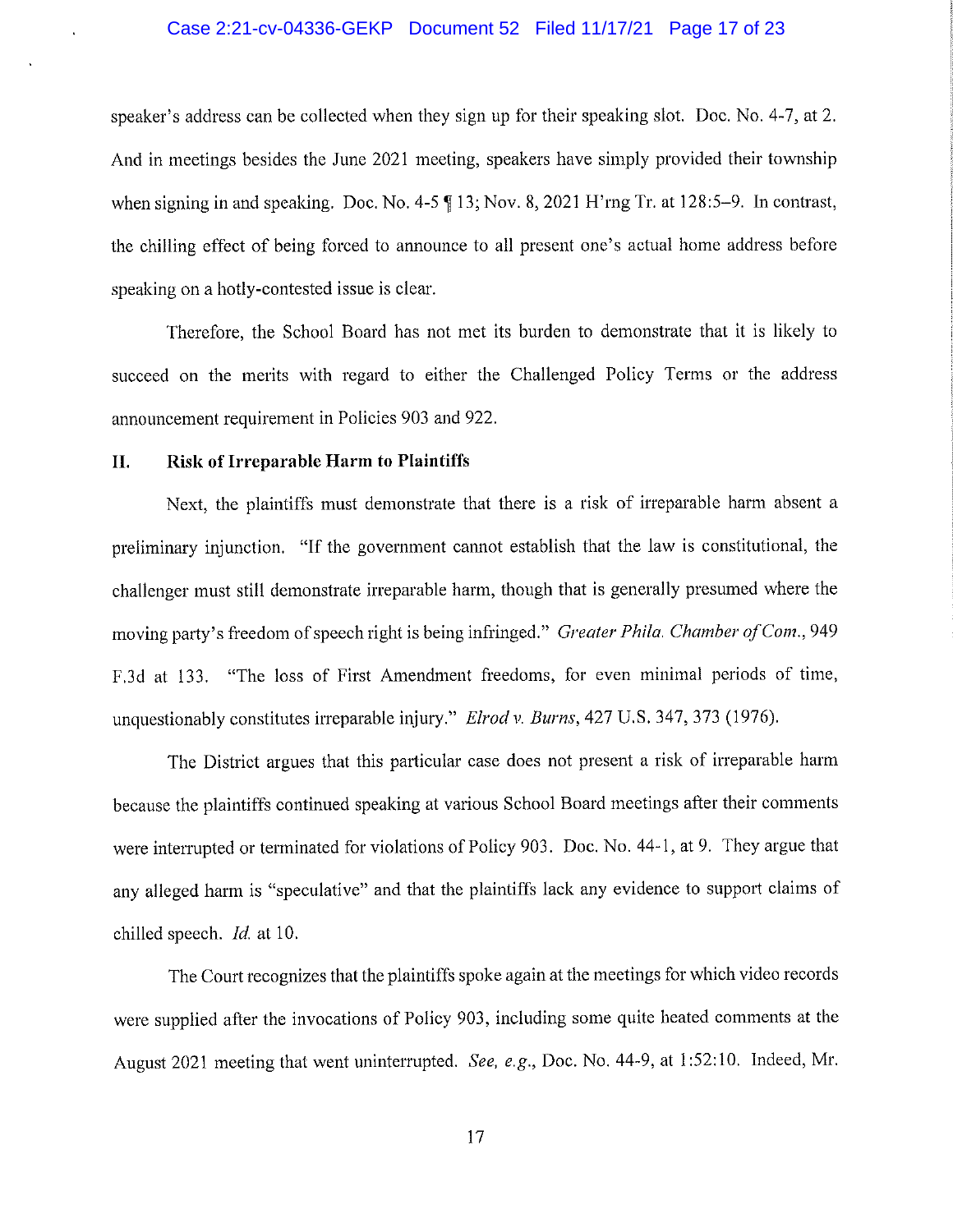speaker's address can be collected when they sign up for their speaking slot. Doc. No. 4-7, at 2. And in meetings besides the June 2021 meeting, speakers have simply provided their township when signing in and speaking. Doc. No. 4-5 ¶ 13; Nov. 8, 2021 H'rng Tr. at 128:5–9. In contrast, the chilling effect of being forced to announce to all present one's actual home address before speaking on a hotly-contested issue is clear.

Therefore, the School Board has not met its burden to demonstrate that it is likely to succeed on the merits with regard to either the Challenged Policy Terms or the address announcement requirement in Policies 903 and 922.

## II. Risk of Irreparable Harm to Plaintiffs

Next, the plaintiffs must demonstrate that there is a risk of irreparable harm absent a preliminary injunction. "If the government cannot establish that the law is constitutional, the challenger must still demonstrate irreparable harm, though that is generally presumed where the moving party's freedom of speech right is being infringed." *Greater Phila. Chamber of Com.*, 949 F.3d at 133. "The loss of First Amendment freedoms, for even minimal periods of time, unquestionably constitutes irreparable injury." *Elrod v. Burns*, 427 U.S. 347, 373 (1976).

The District argues that this particular case does not present a risk of irreparable harm because the plaintiffs continued speaking at various School Board meetings after their comments were interrupted or terminated for violations of Policy 903. Doc. No. 44-1, at 9. They argue that any alleged harm is "speculative" and that the plaintiffs lack any evidence to support claims of chilled speech. *Id.* at 10.

The Court recognizes that the plaintiffs spoke again at the meetings for which video records were supplied after the invocations of Policy 903, including some quite heated comments at the August 2021 meeting that went uninterrupted. *See, e.g.*, Doc. No. 44-9, at 1:52:10. Indeed, Mr.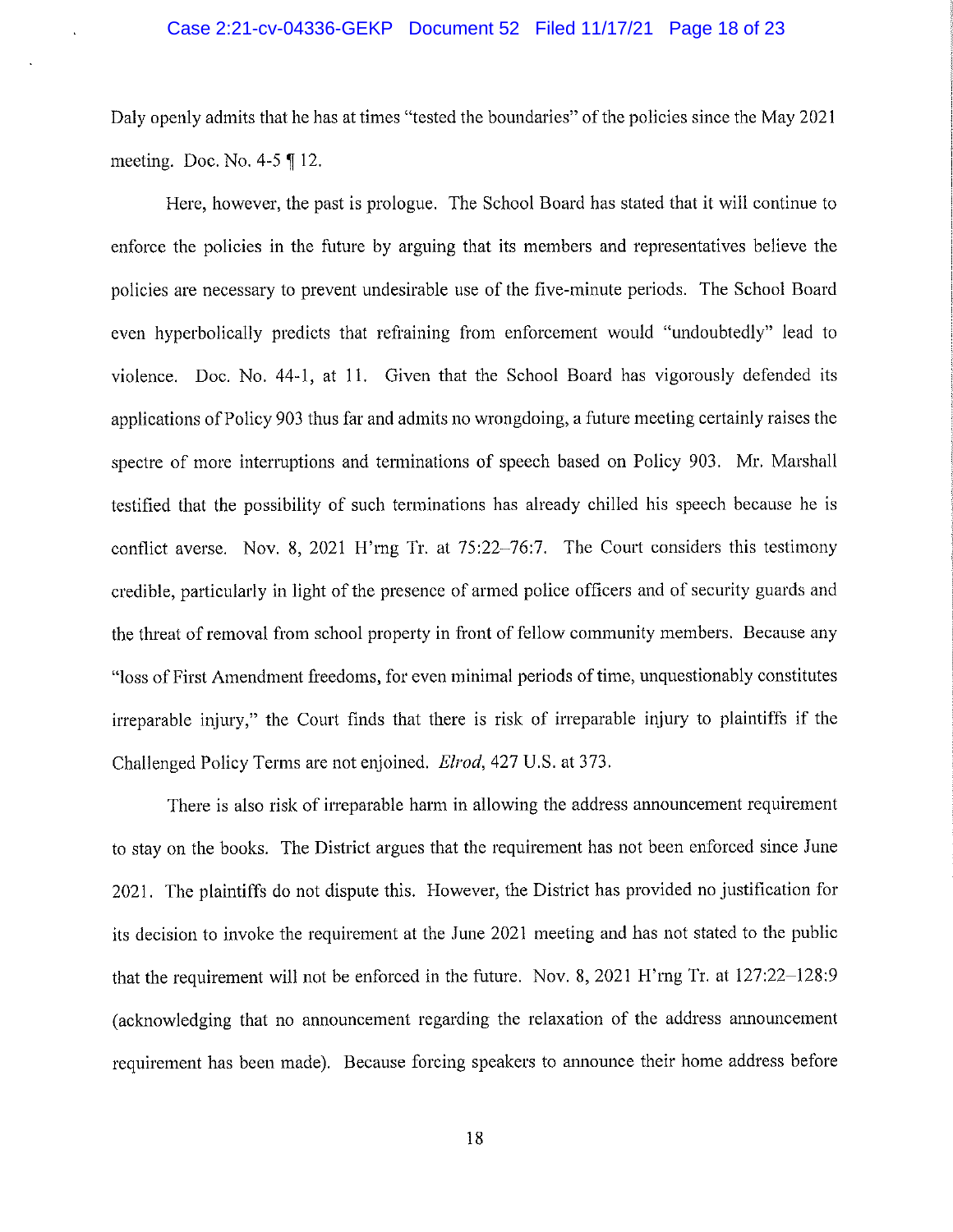Daly openly admits that he has at times "tested the boundaries" of the policies since the May 2021 meeting. Doc. No. 4-5 ¶ 12.

Here, however, the past is prologue. The School Board has stated that it will continue to enforce the policies in the future by arguing that its members and representatives believe the policies are necessary to prevent undesirable use of the five-minute periods. The School Board even hyperbolically predicts that refraining from enforcement would "undoubtedly" lead to violence. Doc. No. 44-1, at 11. Given that the School Board has vigorously defended its applications of Policy 903 thus far and admits no wrongdoing, a future meeting certainly raises the spectre of more interruptions and terminations of speech based on Policy 903. Mr. Marshall testified that the possibility of such terminations has already chilled his speech because he is conflict averse. Nov. 8, 2021 H'rng Tr. at 75:22–76:7. The Court considers this testimony credible, particularly in light of the presence of armed police officers and of security guards and the threat of removal from school property in front of fellow community members. Because any "loss of First Amendment freedoms, for even minimal periods of time, unquestionably constitutes irreparable injury," the Court finds that there is risk of irreparable injury to plaintiffs if the Challenged Policy Terms are not enjoined. *Elrod*, 427 U.S. at 373.

There is also risk of irreparable harm in allowing the address announcement requirement to stay on the books. The District argues that the requirement has not been enforced since June 2021. The plaintiffs do not dispute this. However, the District has provided no justification for its decision to invoke the requirement at the June 2021 meeting and has not stated to the public that the requirement will not be enforced in the future. Nov. 8, 2021 H'rng Tr. at 127:22–128:9 (acknowledging that no announcement regarding the relaxation of the address announcement requirement has been made). Because forcing speakers to announce their home address before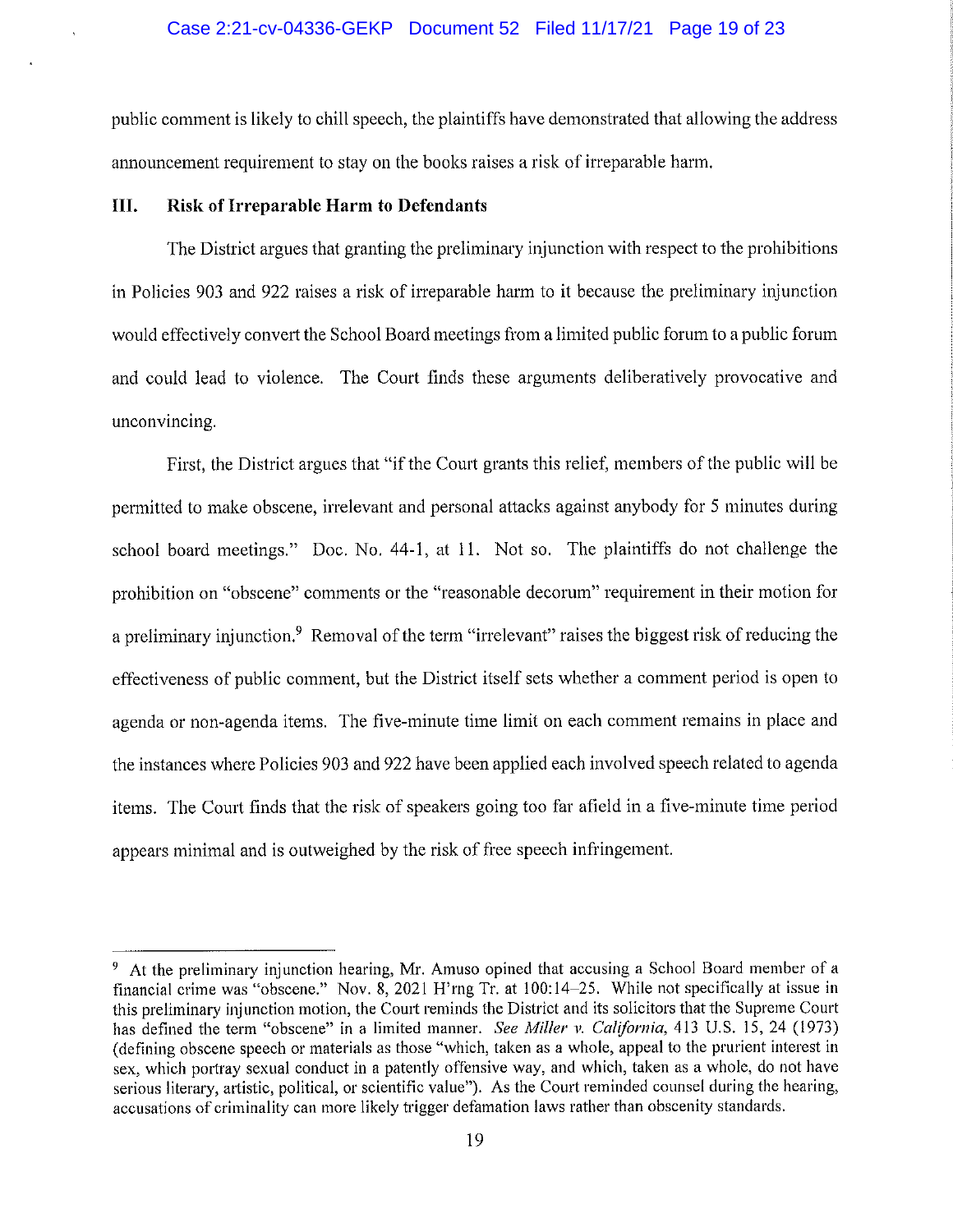public comment is likely to chill speech, the plaintiffs have demonstrated that allowing the address announcement requirement to stay on the books raises a risk of irreparable harm.

## III. Risk of Irreparable Harm to Defendants

The District argues that granting the preliminary injunction with respect to the prohibitions in Policies 903 and 922 raises a risk of irreparable harm to it because the preliminary injunction would effectively convert the School Board meetings from a limited public forum to a public forum and could lead to violence. The Court finds these arguments deliberatively provocative and unconvincing.

First, the District argues that "if the Court grants this relief, members of the public will be permitted to make obscene, irrelevant and personal attacks against anybody for 5 minutes during school board meetings." Doc. No. 44-1, at 11. Not so. The plaintiffs do not challenge the prohibition on "obscene" comments or the "reasonable decorum" requirement in their motion for a preliminary injunction.[9] Removal of the term "irrelevant" raises the biggest risk of reducing the effectiveness of public comment, but the District itself sets whether a comment period is open to agenda or non-agenda items. The five-minute time limit on each comment remains in place and the instances where Policies 903 and 922 have been applied each involved speech related to agenda items. The Court finds that the risk of speakers going too far afield in a five-minute time period appears minimal and is outweighed by the risk of free speech infringement.

---

[9] At the preliminary injunction hearing, Mr. Amuso opined that accusing a School Board member of a financial crime was "obscene." Nov. 8, 2021 H'rng Tr. at 100:14–25. While not specifically at issue in this preliminary injunction motion, the Court reminds the District and its solicitors that the Supreme Court has defined the term "obscene" in a limited manner. *See Miller v. California*, 413 U.S. 15, 24 (1973) (defining obscene speech or materials as those "which, taken as a whole, appeal to the prurient interest in sex, which portray sexual conduct in a patently offensive way, and which, taken as a whole, do not have serious literary, artistic, political, or scientific value"). As the Court reminded counsel during the hearing, accusations of criminality can more likely trigger defamation laws rather than obscenity standards.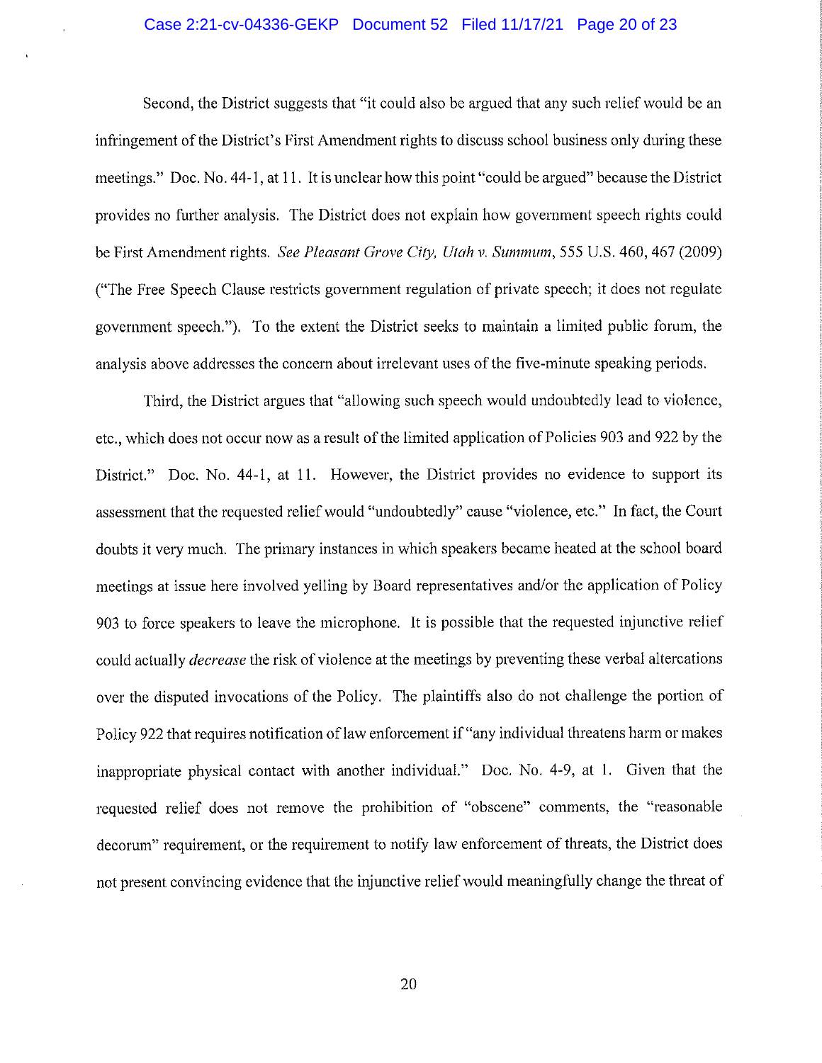Second, the District suggests that "it could also be argued that any such relief would be an infringement of the District's First Amendment rights to discuss school business only during these meetings." Doc. No. 44-1, at 11. It is unclear how this point "could be argued" because the District provides no further analysis. The District does not explain how government speech rights could be First Amendment rights. *See Pleasant Grove City, Utah v. Summum*, 555 U.S. 460, 467 (2009) ("The Free Speech Clause restricts government regulation of private speech; it does not regulate government speech."). To the extent the District seeks to maintain a limited public forum, the analysis above addresses the concern about irrelevant uses of the five-minute speaking periods.

Third, the District argues that "allowing such speech would undoubtedly lead to violence, etc., which does not occur now as a result of the limited application of Policies 903 and 922 by the District." Doc. No. 44-1, at 11. However, the District provides no evidence to support its assessment that the requested relief would "undoubtedly" cause "violence, etc." In fact, the Court doubts it very much. The primary instances in which speakers became heated at the school board meetings at issue here involved yelling by Board representatives and/or the application of Policy 903 to force speakers to leave the microphone. It is possible that the requested injunctive relief could actually *decrease* the risk of violence at the meetings by preventing these verbal altercations over the disputed invocations of the Policy. The plaintiffs also do not challenge the portion of Policy 922 that requires notification of law enforcement if "any individual threatens harm or makes inappropriate physical contact with another individual." Doc. No. 4-9, at 1. Given that the requested relief does not remove the prohibition of "obscene" comments, the "reasonable decorum" requirement, or the requirement to notify law enforcement of threats, the District does not present convincing evidence that the injunctive relief would meaningfully change the threat of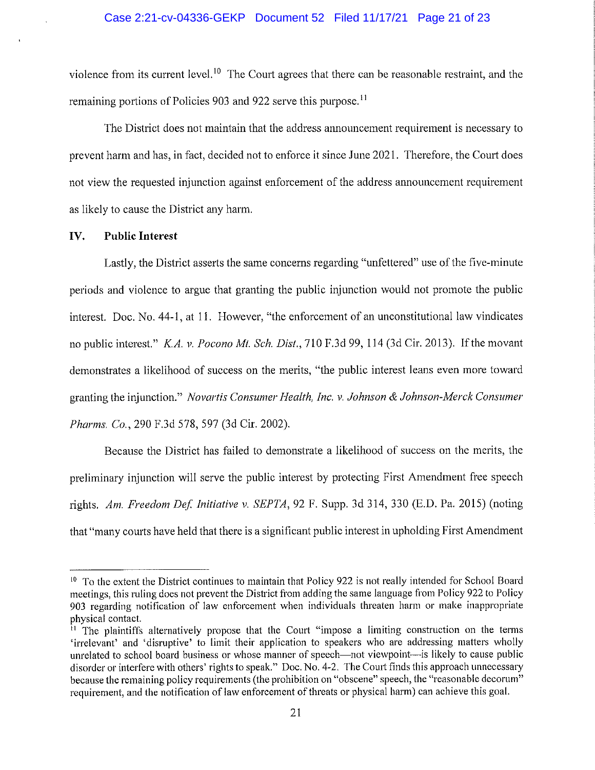violence from its current level.[10] The Court agrees that there can be reasonable restraint, and the remaining portions of Policies 903 and 922 serve this purpose.[11]

The District does not maintain that the address announcement requirement is necessary to prevent harm and has, in fact, decided not to enforce it since June 2021. Therefore, the Court does not view the requested injunction against enforcement of the address announcement requirement as likely to cause the District any harm.

## IV. Public Interest

Lastly, the District asserts the same concerns regarding "unfettered" use of the five-minute periods and violence to argue that granting the public injunction would not promote the public interest. Doc. No. 44-1, at 11. However, "the enforcement of an unconstitutional law vindicates no public interest." *K.A. v. Pocono Mt. Sch. Dist.*, 710 F.3d 99, 114 (3d Cir. 2013). If the movant demonstrates a likelihood of success on the merits, "the public interest leans even more toward granting the injunction." *Novartis Consumer Health, Inc. v. Johnson & Johnson-Merck Consumer Pharms. Co.*, 290 F.3d 578, 597 (3d Cir. 2002).

Because the District has failed to demonstrate a likelihood of success on the merits, the preliminary injunction will serve the public interest by protecting First Amendment free speech rights. *Am. Freedom Def. Initiative v. SEPTA*, 92 F. Supp. 3d 314, 330 (E.D. Pa. 2015) (noting that "many courts have held that there is a significant public interest in upholding First Amendment

---

[10] To the extent the District continues to maintain that Policy 922 is not really intended for School Board meetings, this ruling does not prevent the District from adding the same language from Policy 922 to Policy 903 regarding notification of law enforcement when individuals threaten harm or make inappropriate physical contact.

[11] The plaintiffs alternatively propose that the Court "impose a limiting construction on the terms 'irrelevant' and 'disruptive' to limit their application to speakers who are addressing matters wholly unrelated to school board business or whose manner of speech—not viewpoint—is likely to cause public disorder or interfere with others' rights to speak." Doc. No. 4-2. The Court finds this approach unnecessary because the remaining policy requirements (the prohibition on "obscene" speech, the "reasonable decorum" requirement, and the notification of law enforcement of threats or physical harm) can achieve this goal.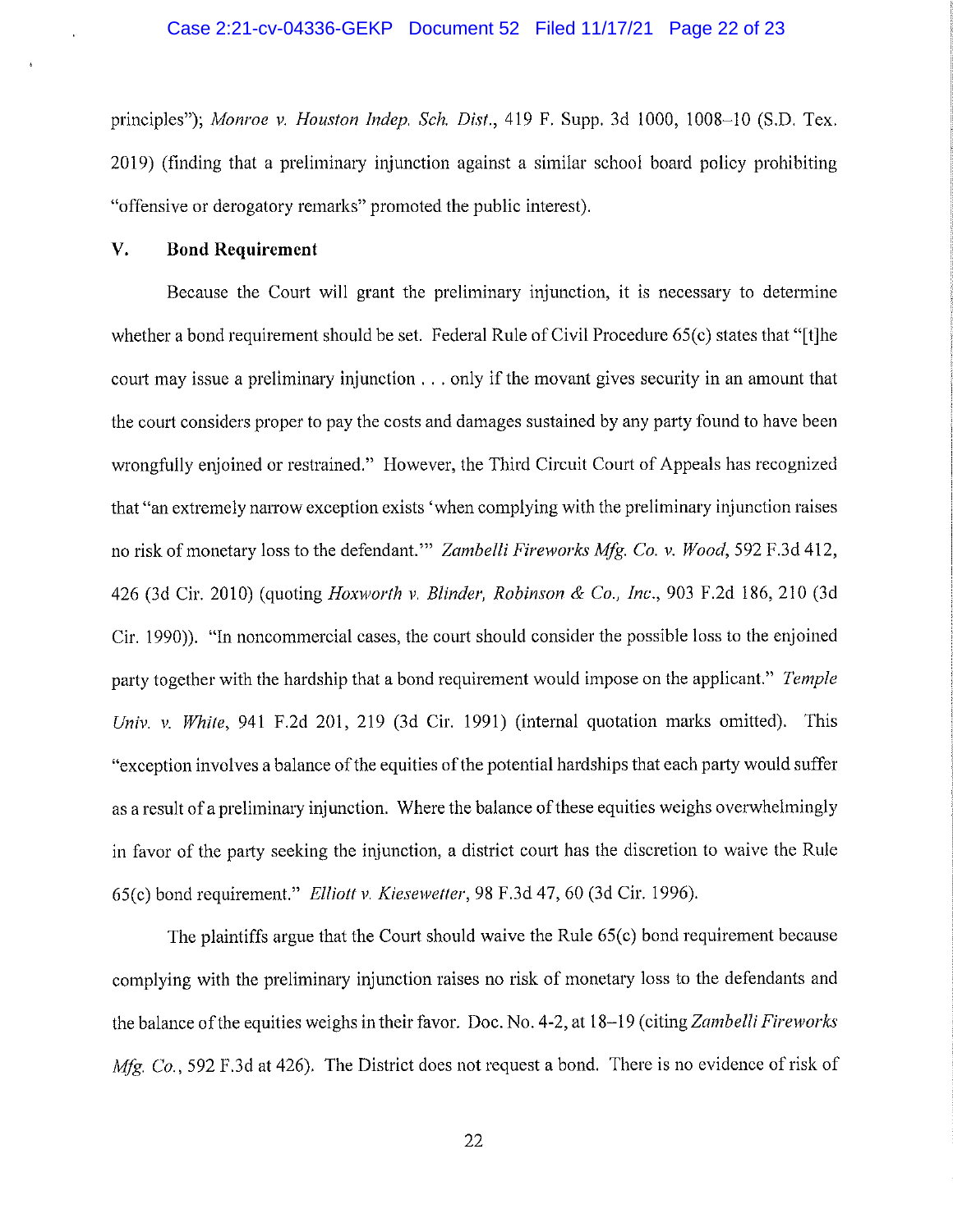principles"); *Monroe v. Houston Indep. Sch. Dist.*, 419 F. Supp. 3d 1000, 1008–10 (S.D. Tex. 2019) (finding that a preliminary injunction against a similar school board policy prohibiting "offensive or derogatory remarks" promoted the public interest).

## V. Bond Requirement

Because the Court will grant the preliminary injunction, it is necessary to determine whether a bond requirement should be set. Federal Rule of Civil Procedure 65(c) states that "[t]he court may issue a preliminary injunction . . . only if the movant gives security in an amount that the court considers proper to pay the costs and damages sustained by any party found to have been wrongfully enjoined or restrained." However, the Third Circuit Court of Appeals has recognized that "an extremely narrow exception exists 'when complying with the preliminary injunction raises no risk of monetary loss to the defendant.'" *Zambelli Fireworks Mfg. Co. v. Wood*, 592 F.3d 412, 426 (3d Cir. 2010) (quoting *Hoxworth v. Blinder, Robinson & Co., Inc.*, 903 F.2d 186, 210 (3d Cir. 1990)). "In noncommercial cases, the court should consider the possible loss to the enjoined party together with the hardship that a bond requirement would impose on the applicant." *Temple Univ. v. White*, 941 F.2d 201, 219 (3d Cir. 1991) (internal quotation marks omitted). This "exception involves a balance of the equities of the potential hardships that each party would suffer as a result of a preliminary injunction. Where the balance of these equities weighs overwhelmingly in favor of the party seeking the injunction, a district court has the discretion to waive the Rule 65(c) bond requirement." *Elliott v. Kiesewetter*, 98 F.3d 47, 60 (3d Cir. 1996).

The plaintiffs argue that the Court should waive the Rule 65(c) bond requirement because complying with the preliminary injunction raises no risk of monetary loss to the defendants and the balance of the equities weighs in their favor. Doc. No. 4-2, at 18–19 (citing *Zambelli Fireworks Mfg. Co.*, 592 F.3d at 426). The District does not request a bond. There is no evidence of risk of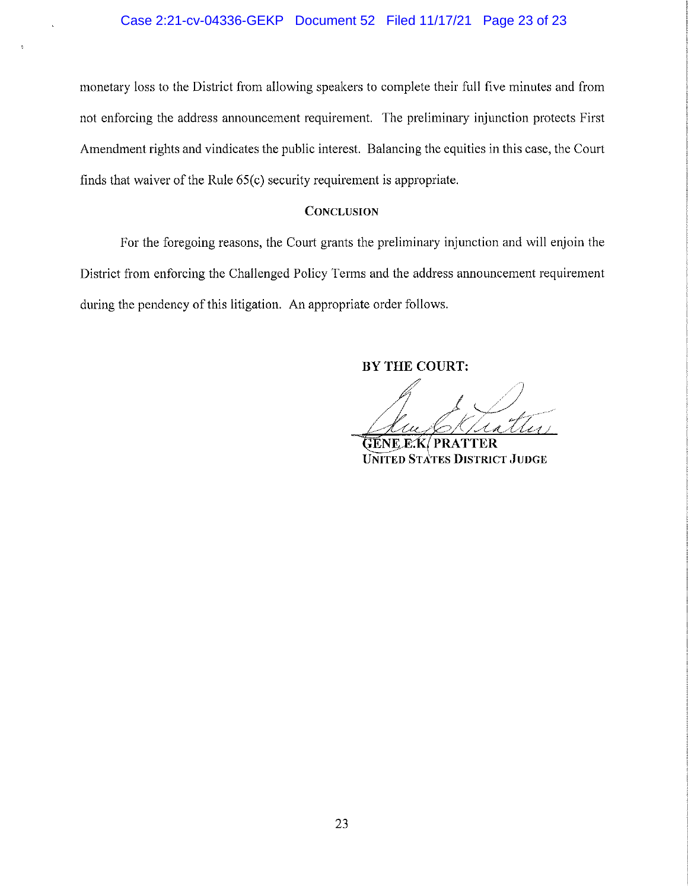monetary loss to the District from allowing speakers to complete their full five minutes and from not enforcing the address announcement requirement. The preliminary injunction protects First Amendment rights and vindicates the public interest. Balancing the equities in this case, the Court finds that waiver of the Rule 65(c) security requirement is appropriate.

## CONCLUSION

For the foregoing reasons, the Court grants the preliminary injunction and will enjoin the District from enforcing the Challenged Policy Terms and the address announcement requirement during the pendency of this litigation. An appropriate order follows.

**BY THE COURT:**

GENE E.K. PRATTER
UNITED STATES DISTRICT JUDGE